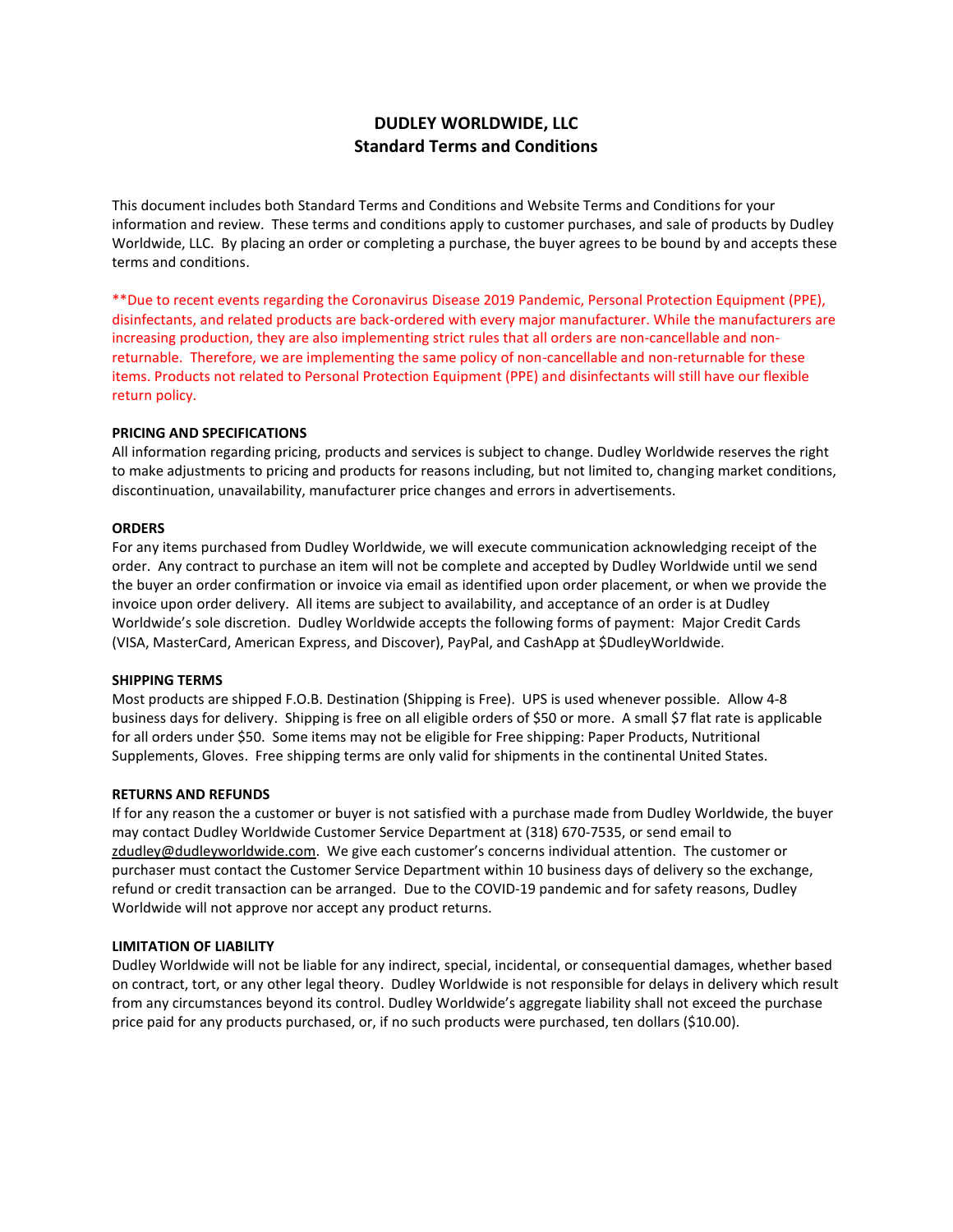# DUDLEY WORLDWIDE, LLC
## Standard Terms and Conditions

This document includes both Standard Terms and Conditions and Website Terms and Conditions for your information and review. These terms and conditions apply to customer purchases, and sale of products by Dudley Worldwide, LLC. By placing an order or completing a purchase, the buyer agrees to be bound by and accepts these terms and conditions.

**Due to recent events regarding the Coronavirus Disease 2019 Pandemic, Personal Protection Equipment (PPE), disinfectants, and related products are back-ordered with every major manufacturer. While the manufacturers are increasing production, they are also implementing strict rules that all orders are non-cancellable and non-returnable. Therefore, we are implementing the same policy of non-cancellable and non-returnable for these items. Products not related to Personal Protection Equipment (PPE) and disinfectants will still have our flexible return policy.

**PRICING AND SPECIFICATIONS**

All information regarding pricing, products and services is subject to change. Dudley Worldwide reserves the right to make adjustments to pricing and products for reasons including, but not limited to, changing market conditions, discontinuation, unavailability, manufacturer price changes and errors in advertisements.

**ORDERS**

For any items purchased from Dudley Worldwide, we will execute communication acknowledging receipt of the order. Any contract to purchase an item will not be complete and accepted by Dudley Worldwide until we send the buyer an order confirmation or invoice via email as identified upon order placement, or when we provide the invoice upon order delivery. All items are subject to availability, and acceptance of an order is at Dudley Worldwide's sole discretion. Dudley Worldwide accepts the following forms of payment: Major Credit Cards (VISA, MasterCard, American Express, and Discover), PayPal, and CashApp at $DudleyWorldwide.

**SHIPPING TERMS**

Most products are shipped F.O.B. Destination (Shipping is Free). UPS is used whenever possible. Allow 4-8 business days for delivery. Shipping is free on all eligible orders of $50 or more. A small $7 flat rate is applicable for all orders under $50. Some items may not be eligible for Free shipping: Paper Products, Nutritional Supplements, Gloves. Free shipping terms are only valid for shipments in the continental United States.

**RETURNS AND REFUNDS**

If for any reason the a customer or buyer is not satisfied with a purchase made from Dudley Worldwide, the buyer may contact Dudley Worldwide Customer Service Department at (318) 670-7535, or send email to zdudley@dudleyworldwide.com. We give each customer's concerns individual attention. The customer or purchaser must contact the Customer Service Department within 10 business days of delivery so the exchange, refund or credit transaction can be arranged. Due to the COVID-19 pandemic and for safety reasons, Dudley Worldwide will not approve nor accept any product returns.

**LIMITATION OF LIABILITY**

Dudley Worldwide will not be liable for any indirect, special, incidental, or consequential damages, whether based on contract, tort, or any other legal theory. Dudley Worldwide is not responsible for delays in delivery which result from any circumstances beyond its control. Dudley Worldwide's aggregate liability shall not exceed the purchase price paid for any products purchased, or, if no such products were purchased, ten dollars ($10.00).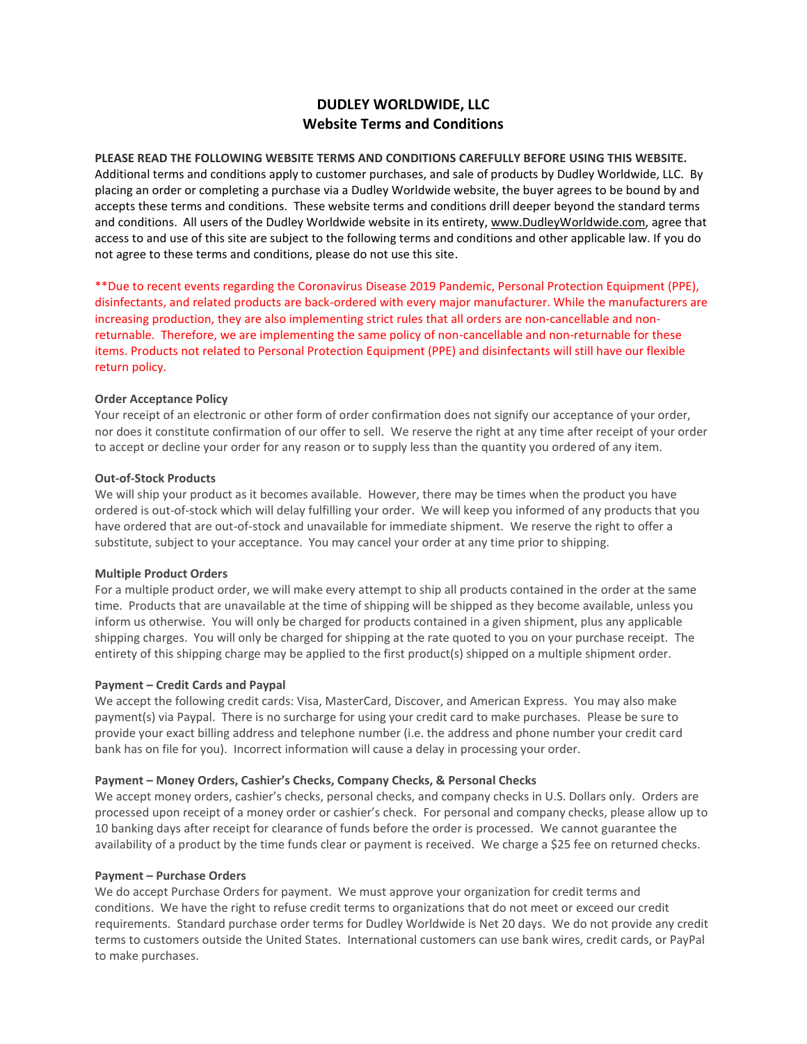# DUDLEY WORLDWIDE, LLC
## Website Terms and Conditions

**PLEASE READ THE FOLLOWING WEBSITE TERMS AND CONDITIONS CAREFULLY BEFORE USING THIS WEBSITE.** Additional terms and conditions apply to customer purchases, and sale of products by Dudley Worldwide, LLC. By placing an order or completing a purchase via a Dudley Worldwide website, the buyer agrees to be bound by and accepts these terms and conditions. These website terms and conditions drill deeper beyond the standard terms and conditions. All users of the Dudley Worldwide website in its entirety, www.DudleyWorldwide.com, agree that access to and use of this site are subject to the following terms and conditions and other applicable law. If you do not agree to these terms and conditions, please do not use this site.

**Due to recent events regarding the Coronavirus Disease 2019 Pandemic, Personal Protection Equipment (PPE), disinfectants, and related products are back-ordered with every major manufacturer. While the manufacturers are increasing production, they are also implementing strict rules that all orders are non-cancellable and non-returnable. Therefore, we are implementing the same policy of non-cancellable and non-returnable for these items. Products not related to Personal Protection Equipment (PPE) and disinfectants will still have our flexible return policy.

**Order Acceptance Policy**
Your receipt of an electronic or other form of order confirmation does not signify our acceptance of your order, nor does it constitute confirmation of our offer to sell. We reserve the right at any time after receipt of your order to accept or decline your order for any reason or to supply less than the quantity you ordered of any item.

**Out-of-Stock Products**
We will ship your product as it becomes available. However, there may be times when the product you have ordered is out-of-stock which will delay fulfilling your order. We will keep you informed of any products that you have ordered that are out-of-stock and unavailable for immediate shipment. We reserve the right to offer a substitute, subject to your acceptance. You may cancel your order at any time prior to shipping.

**Multiple Product Orders**
For a multiple product order, we will make every attempt to ship all products contained in the order at the same time. Products that are unavailable at the time of shipping will be shipped as they become available, unless you inform us otherwise. You will only be charged for products contained in a given shipment, plus any applicable shipping charges. You will only be charged for shipping at the rate quoted to you on your purchase receipt. The entirety of this shipping charge may be applied to the first product(s) shipped on a multiple shipment order.

**Payment – Credit Cards and Paypal**
We accept the following credit cards: Visa, MasterCard, Discover, and American Express. You may also make payment(s) via Paypal. There is no surcharge for using your credit card to make purchases. Please be sure to provide your exact billing address and telephone number (i.e. the address and phone number your credit card bank has on file for you). Incorrect information will cause a delay in processing your order.

**Payment – Money Orders, Cashier's Checks, Company Checks, & Personal Checks**
We accept money orders, cashier's checks, personal checks, and company checks in U.S. Dollars only. Orders are processed upon receipt of a money order or cashier's check. For personal and company checks, please allow up to 10 banking days after receipt for clearance of funds before the order is processed. We cannot guarantee the availability of a product by the time funds clear or payment is received. We charge a $25 fee on returned checks.

**Payment – Purchase Orders**
We do accept Purchase Orders for payment. We must approve your organization for credit terms and conditions. We have the right to refuse credit terms to organizations that do not meet or exceed our credit requirements. Standard purchase order terms for Dudley Worldwide is Net 20 days. We do not provide any credit terms to customers outside the United States. International customers can use bank wires, credit cards, or PayPal to make purchases.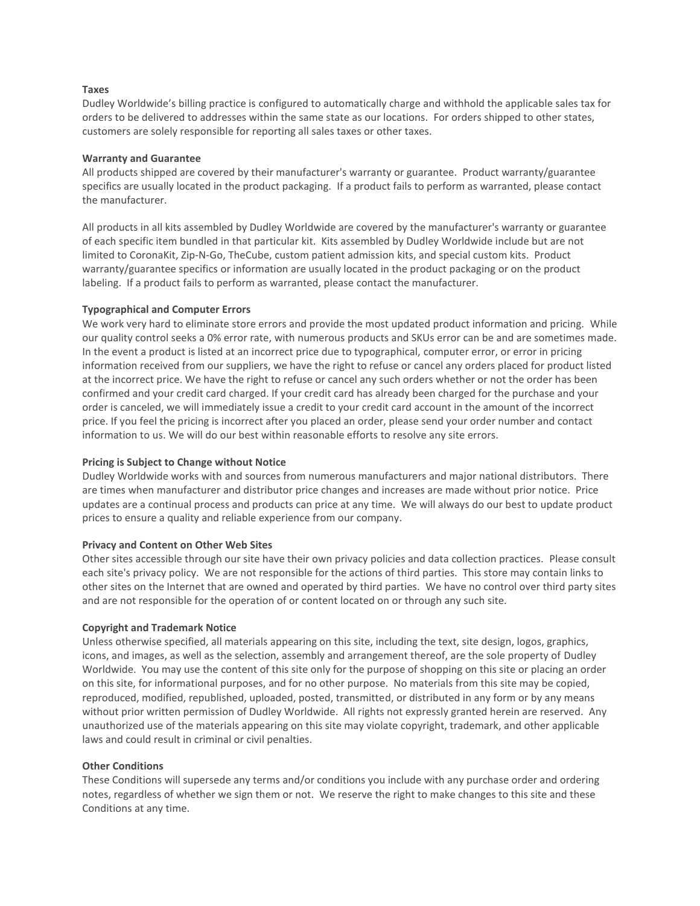**Taxes**

Dudley Worldwide's billing practice is configured to automatically charge and withhold the applicable sales tax for orders to be delivered to addresses within the same state as our locations. For orders shipped to other states, customers are solely responsible for reporting all sales taxes or other taxes.

**Warranty and Guarantee**

All products shipped are covered by their manufacturer's warranty or guarantee. Product warranty/guarantee specifics are usually located in the product packaging. If a product fails to perform as warranted, please contact the manufacturer.

All products in all kits assembled by Dudley Worldwide are covered by the manufacturer's warranty or guarantee of each specific item bundled in that particular kit. Kits assembled by Dudley Worldwide include but are not limited to CoronaKit, Zip-N-Go, TheCube, custom patient admission kits, and special custom kits. Product warranty/guarantee specifics or information are usually located in the product packaging or on the product labeling. If a product fails to perform as warranted, please contact the manufacturer.

**Typographical and Computer Errors**

We work very hard to eliminate store errors and provide the most updated product information and pricing. While our quality control seeks a 0% error rate, with numerous products and SKUs error can be and are sometimes made. In the event a product is listed at an incorrect price due to typographical, computer error, or error in pricing information received from our suppliers, we have the right to refuse or cancel any orders placed for product listed at the incorrect price. We have the right to refuse or cancel any such orders whether or not the order has been confirmed and your credit card charged. If your credit card has already been charged for the purchase and your order is canceled, we will immediately issue a credit to your credit card account in the amount of the incorrect price. If you feel the pricing is incorrect after you placed an order, please send your order number and contact information to us. We will do our best within reasonable efforts to resolve any site errors.

**Pricing is Subject to Change without Notice**

Dudley Worldwide works with and sources from numerous manufacturers and major national distributors. There are times when manufacturer and distributor price changes and increases are made without prior notice. Price updates are a continual process and products can price at any time. We will always do our best to update product prices to ensure a quality and reliable experience from our company.

**Privacy and Content on Other Web Sites**

Other sites accessible through our site have their own privacy policies and data collection practices. Please consult each site's privacy policy. We are not responsible for the actions of third parties. This store may contain links to other sites on the Internet that are owned and operated by third parties. We have no control over third party sites and are not responsible for the operation of or content located on or through any such site.

**Copyright and Trademark Notice**

Unless otherwise specified, all materials appearing on this site, including the text, site design, logos, graphics, icons, and images, as well as the selection, assembly and arrangement thereof, are the sole property of Dudley Worldwide. You may use the content of this site only for the purpose of shopping on this site or placing an order on this site, for informational purposes, and for no other purpose. No materials from this site may be copied, reproduced, modified, republished, uploaded, posted, transmitted, or distributed in any form or by any means without prior written permission of Dudley Worldwide. All rights not expressly granted herein are reserved. Any unauthorized use of the materials appearing on this site may violate copyright, trademark, and other applicable laws and could result in criminal or civil penalties.

**Other Conditions**

These Conditions will supersede any terms and/or conditions you include with any purchase order and ordering notes, regardless of whether we sign them or not. We reserve the right to make changes to this site and these Conditions at any time.